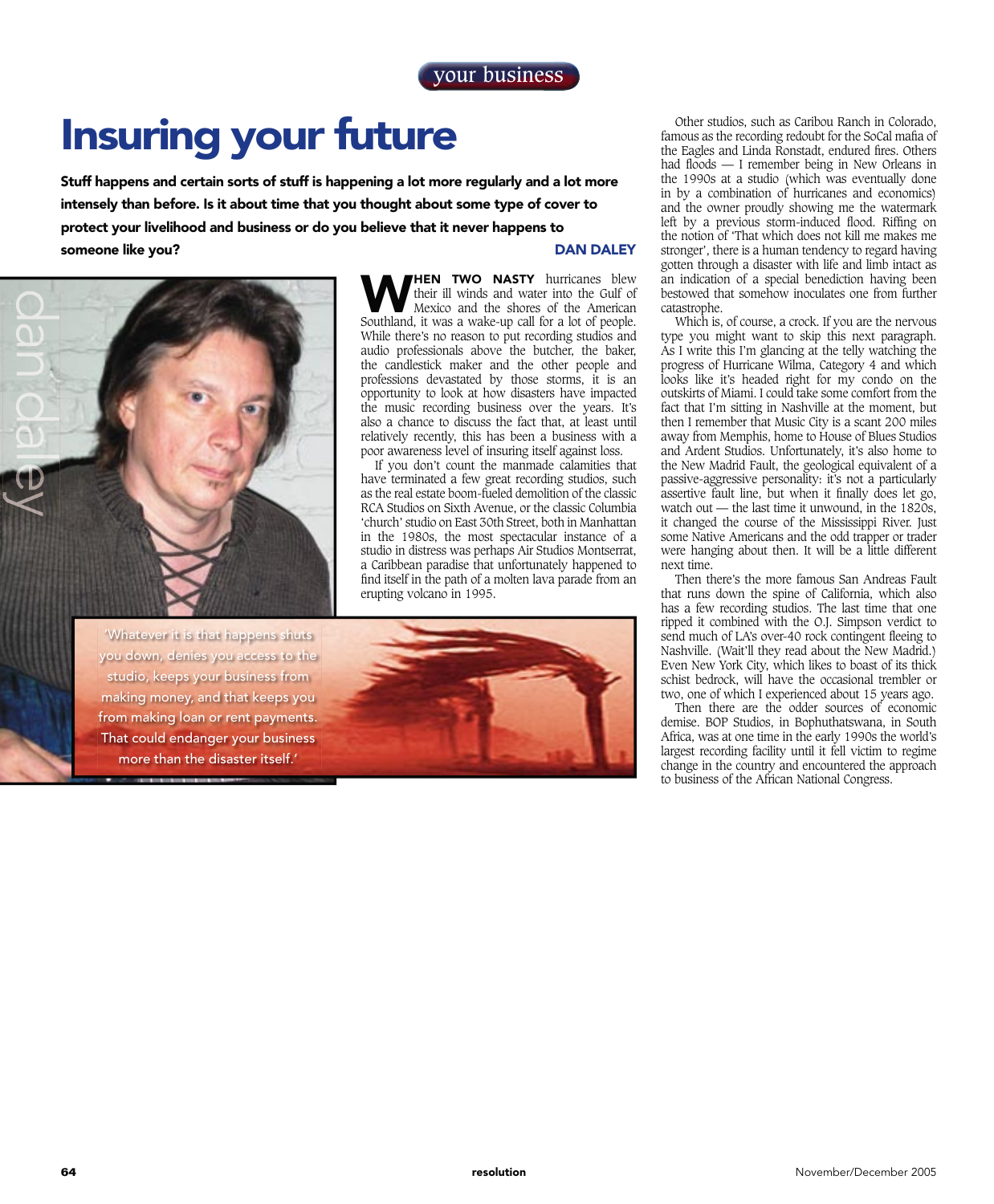# Insuring your future

**Stuff happens and certain sorts of stuff is happening a lot more regularly and a lot more intensely than before. Is it about time that you thought about some type of cover to protect your livelihood and business or do you believe that it never happens to someone like you?**

**DAN DALEY**

**WHEN TWO NASTY** hurricanes blew their ill winds and water into the Gulf of Mexico and the shores of the American Southland, it was a wake-up call for a lot of people. While there's no reason to put recording studios and audio professionals above the butcher, the baker, the candlestick maker and the other people and professions devastated by those storms, it is an opportunity to look at how disasters have impacted the music recording business over the years. It's also a chance to discuss the fact that, at least until relatively recently, this has been a business with a poor awareness level of insuring itself against loss.

If you don't count the manmade calamities that have terminated a few great recording studios, such as the real estate boom-fueled demolition of the classic RCA Studios on Sixth Avenue, or the classic Columbia 'church' studio on East 30th Street, both in Manhattan in the 1980s, the most spectacular instance of a studio in distress was perhaps Air Studios Montserrat, a Caribbean paradise that unfortunately happened to find itself in the path of a molten lava parade from an erupting volcano in 1995.

> 'Whatever it is that happens shuts you down, denies you access to the studio, keeps your business from making money, and that keeps you from making loan or rent payments. That could endanger your business more than the disaster itself.'

Other studios, such as Caribou Ranch in Colorado, famous as the recording redoubt for the SoCal mafia of the Eagles and Linda Ronstadt, endured fires. Others had floods — I remember being in New Orleans in the 1990s at a studio (which was eventually done in by a combination of hurricanes and economics) and the owner proudly showing me the watermark left by a previous storm-induced flood. Riffing on the notion of 'That which does not kill me makes me stronger', there is a human tendency to regard having gotten through a disaster with life and limb intact as an indication of a special benediction having been bestowed that somehow inoculates one from further catastrophe.

Which is, of course, a crock. If you are the nervous type you might want to skip this next paragraph. As I write this I'm glancing at the telly watching the progress of Hurricane Wilma, Category 4 and which looks like it's headed right for my condo on the outskirts of Miami. I could take some comfort from the fact that I'm sitting in Nashville at the moment, but then I remember that Music City is a scant 200 miles away from Memphis, home to House of Blues Studios and Ardent Studios. Unfortunately, it's also home to the New Madrid Fault, the geological equivalent of a passive-aggressive personality: it's not a particularly assertive fault line, but when it finally does let go, watch out — the last time it unwound, in the 1820s, it changed the course of the Mississippi River. Just some Native Americans and the odd trapper or trader were hanging about then. It will be a little different next time.

Then there's the more famous San Andreas Fault that runs down the spine of California, which also has a few recording studios. The last time that one ripped it combined with the O.J. Simpson verdict to send much of LA's over-40 rock contingent fleeing to Nashville. (Wait'll they read about the New Madrid.) Even New York City, which likes to boast of its thick schist bedrock, will have the occasional trembler or two, one of which I experienced about 15 years ago.

Then there are the odder sources of economic demise. BOP Studios, in Bophuthatswana, in South Africa, was at one time in the early 1990s the world's largest recording facility until it fell victim to regime change in the country and encountered the approach to business of the African National Congress.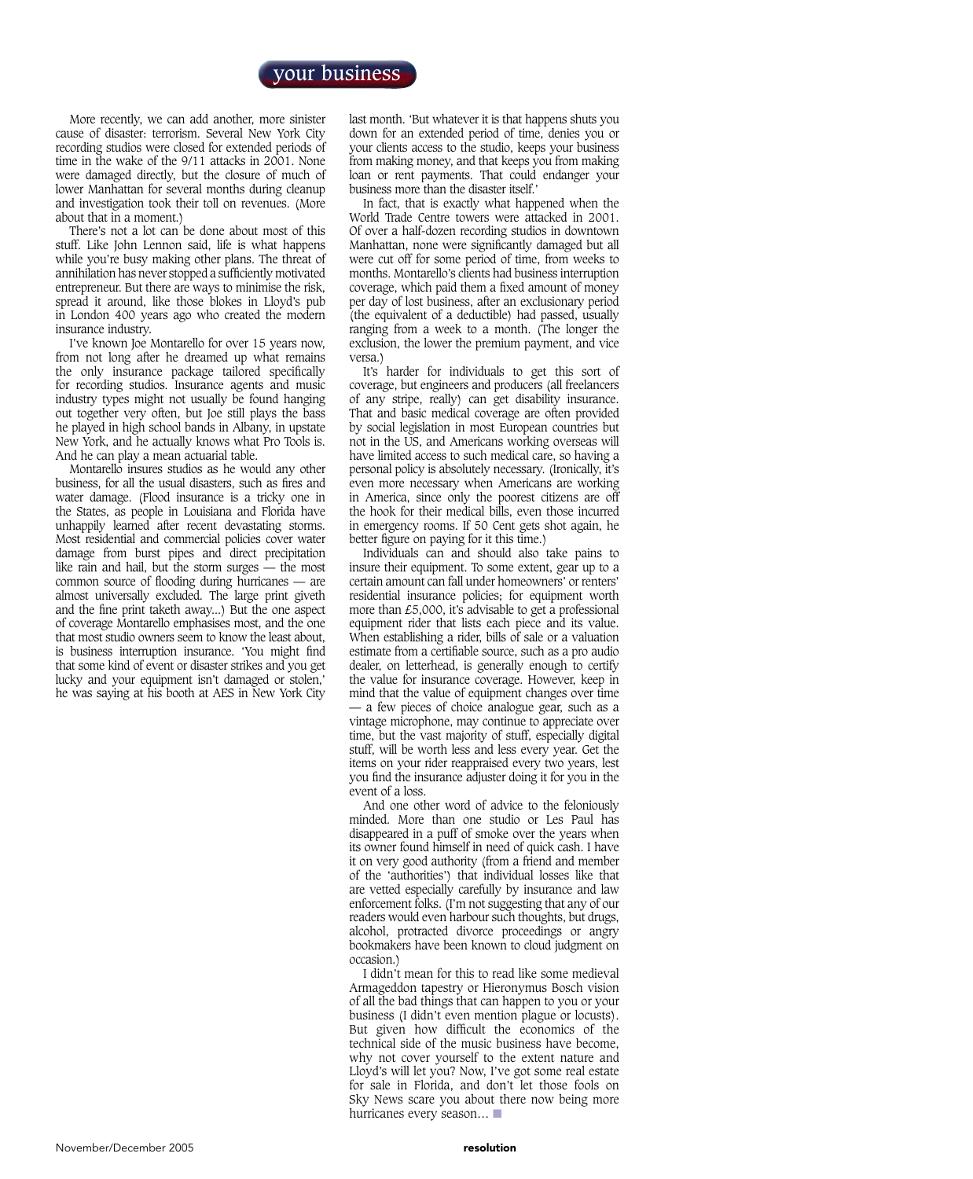More recently, we can add another, more sinister cause of disaster: terrorism. Several New York City recording studios were closed for extended periods of time in the wake of the 9/11 attacks in 2001. None were damaged directly, but the closure of much of lower Manhattan for several months during cleanup and investigation took their toll on revenues. (More about that in a moment.)

There's not a lot can be done about most of this stuff. Like John Lennon said, life is what happens while you're busy making other plans. The threat of annihilation has never stopped a sufficiently motivated entrepreneur. But there are ways to minimise the risk, spread it around, like those blokes in Lloyd's pub in London 400 years ago who created the modern insurance industry.

I've known Joe Montarello for over 15 years now, from not long after he dreamed up what remains the only insurance package tailored specifically for recording studios. Insurance agents and music industry types might not usually be found hanging out together very often, but Joe still plays the bass he played in high school bands in Albany, in upstate New York, and he actually knows what Pro Tools is. And he can play a mean actuarial table.

Montarello insures studios as he would any other business, for all the usual disasters, such as fires and water damage. (Flood insurance is a tricky one in the States, as people in Louisiana and Florida have unhappily learned after recent devastating storms. Most residential and commercial policies cover water damage from burst pipes and direct precipitation like rain and hail, but the storm surges — the most common source of flooding during hurricanes — are almost universally excluded. The large print giveth and the fine print taketh away...) But the one aspect of coverage Montarello emphasises most, and the one that most studio owners seem to know the least about, is business interruption insurance. 'You might find that some kind of event or disaster strikes and you get lucky and your equipment isn't damaged or stolen,' he was saying at his booth at AES in New York City last month. 'But whatever it is that happens shuts you down for an extended period of time, denies you or your clients access to the studio, keeps your business from making money, and that keeps you from making loan or rent payments. That could endanger your business more than the disaster itself.'

In fact, that is exactly what happened when the World Trade Centre towers were attacked in 2001. Of over a half-dozen recording studios in downtown Manhattan, none were significantly damaged but all were cut off for some period of time, from weeks to months. Montarello's clients had business interruption coverage, which paid them a fixed amount of money per day of lost business, after an exclusionary period (the equivalent of a deductible) had passed, usually ranging from a week to a month. (The longer the exclusion, the lower the premium payment, and vice versa.)

It's harder for individuals to get this sort of coverage, but engineers and producers (all freelancers of any stripe, really) can get disability insurance. That and basic medical coverage are often provided by social legislation in most European countries but not in the US, and Americans working overseas will have limited access to such medical care, so having a personal policy is absolutely necessary. (Ironically, it's even more necessary when Americans are working in America, since only the poorest citizens are off the hook for their medical bills, even those incurred in emergency rooms. If 50 Cent gets shot again, he better figure on paying for it this time.)

Individuals can and should also take pains to insure their equipment. To some extent, gear up to a certain amount can fall under homeowners' or renters' residential insurance policies; for equipment worth more than £5,000, it's advisable to get a professional equipment rider that lists each piece and its value. When establishing a rider, bills of sale or a valuation estimate from a certifiable source, such as a pro audio dealer, on letterhead, is generally enough to certify the value for insurance coverage. However, keep in mind that the value of equipment changes over time — a few pieces of choice analogue gear, such as a vintage microphone, may continue to appreciate over time, but the vast majority of stuff, especially digital stuff, will be worth less and less every year. Get the items on your rider reappraised every two years, lest you find the insurance adjuster doing it for you in the event of a loss.

And one other word of advice to the feloniously minded. More than one studio or Les Paul has disappeared in a puff of smoke over the years when its owner found himself in need of quick cash. I have it on very good authority (from a friend and member of the 'authorities') that individual losses like that are vetted especially carefully by insurance and law enforcement folks. (I'm not suggesting that any of our readers would even harbour such thoughts, but drugs, alcohol, protracted divorce proceedings or angry bookmakers have been known to cloud judgment on occasion.)

I didn't mean for this to read like some medieval Armageddon tapestry or Hieronymus Bosch vision of all the bad things that can happen to you or your business (I didn't even mention plague or locusts). But given how difficult the economics of the technical side of the music business have become, why not cover yourself to the extent nature and Lloyd's will let you? Now, I've got some real estate for sale in Florida, and don't let those fools on Sky News scare you about there now being more hurricanes every season… ■